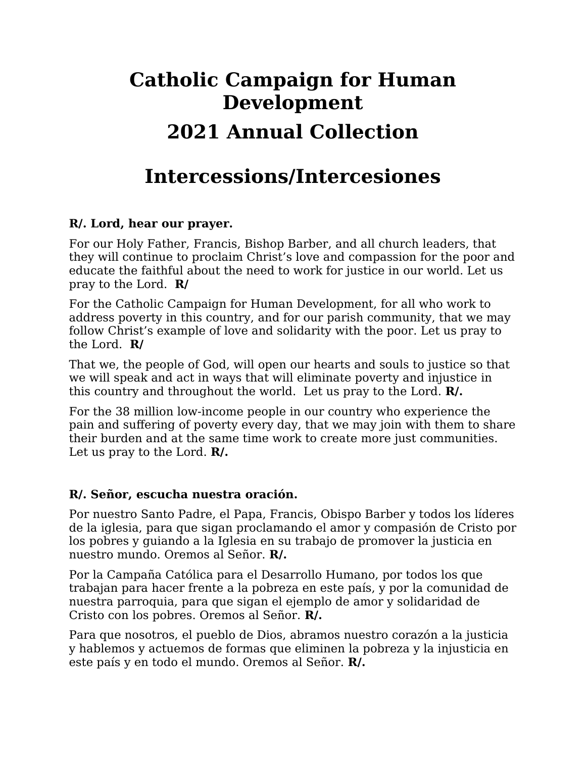# Catholic Campaign for Human Development

# 2021 Annual Collection

# Intercessions/Intercesiones

**R/. Lord, hear our prayer.**

For our Holy Father, Francis, Bishop Barber, and all church leaders, that they will continue to proclaim Christ's love and compassion for the poor and educate the faithful about the need to work for justice in our world. Let us pray to the Lord. **R/**

For the Catholic Campaign for Human Development, for all who work to address poverty in this country, and for our parish community, that we may follow Christ's example of love and solidarity with the poor. Let us pray to the Lord. **R/**

That we, the people of God, will open our hearts and souls to justice so that we will speak and act in ways that will eliminate poverty and injustice in this country and throughout the world. Let us pray to the Lord. **R/.**

For the 38 million low-income people in our country who experience the pain and suffering of poverty every day, that we may join with them to share their burden and at the same time work to create more just communities. Let us pray to the Lord. **R/.**

**R/. Señor, escucha nuestra oración.**

Por nuestro Santo Padre, el Papa, Francis, Obispo Barber y todos los líderes de la iglesia, para que sigan proclamando el amor y compasión de Cristo por los pobres y guiando a la Iglesia en su trabajo de promover la justicia en nuestro mundo. Oremos al Señor. **R/.**

Por la Campaña Católica para el Desarrollo Humano, por todos los que trabajan para hacer frente a la pobreza en este país, y por la comunidad de nuestra parroquia, para que sigan el ejemplo de amor y solidaridad de Cristo con los pobres. Oremos al Señor. **R/.**

Para que nosotros, el pueblo de Dios, abramos nuestro corazón a la justicia y hablemos y actuemos de formas que eliminen la pobreza y la injusticia en este país y en todo el mundo. Oremos al Señor. **R/.**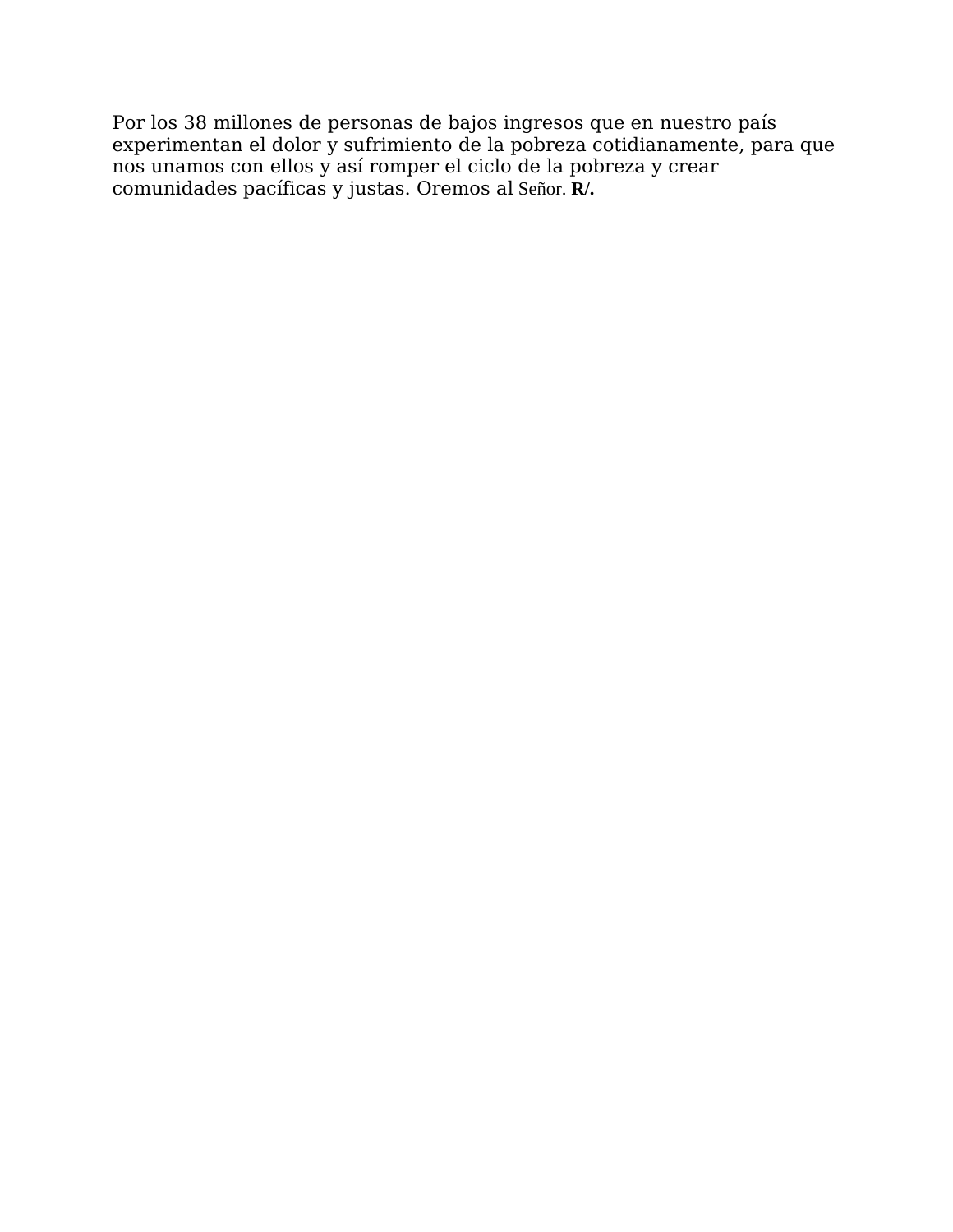Por los 38 millones de personas de bajos ingresos que en nuestro país experimentan el dolor y sufrimiento de la pobreza cotidianamente, para que nos unamos con ellos y así romper el ciclo de la pobreza y crear comunidades pacíficas y justas. Oremos al Señor. **R/.**